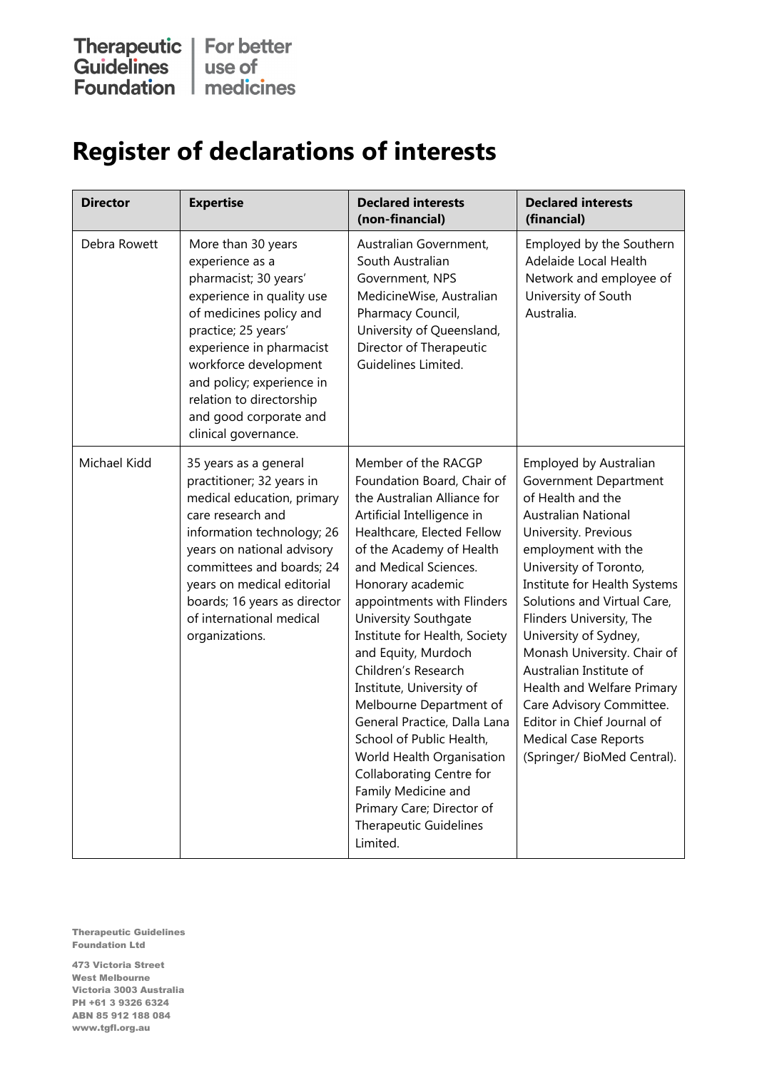# Register of declarations of interests

| Director | Expertise | Declared interests (non-financial) | Declared interests (financial) |
|---|---|---|---|
| Debra Rowett | More than 30 years experience as a pharmacist; 30 years' experience in quality use of medicines policy and practice; 25 years' experience in pharmacist workforce development and policy; experience in relation to directorship and good corporate and clinical governance. | Australian Government, South Australian Government, NPS MedicineWise, Australian Pharmacy Council, University of Queensland, Director of Therapeutic Guidelines Limited. | Employed by the Southern Adelaide Local Health Network and employee of University of South Australia. |
| Michael Kidd | 35 years as a general practitioner; 32 years in medical education, primary care research and information technology; 26 years on national advisory committees and boards; 24 years on medical editorial boards; 16 years as director of international medical organizations. | Member of the RACGP Foundation Board, Chair of the Australian Alliance for Artificial Intelligence in Healthcare, Elected Fellow of the Academy of Health and Medical Sciences. Honorary academic appointments with Flinders University Southgate Institute for Health, Society and Equity, Murdoch Children's Research Institute, University of Melbourne Department of General Practice, Dalla Lana School of Public Health, World Health Organisation Collaborating Centre for Family Medicine and Primary Care; Director of Therapeutic Guidelines Limited. | Employed by Australian Government Department of Health and the Australian National University. Previous employment with the University of Toronto, Institute for Health Systems Solutions and Virtual Care, Flinders University, The University of Sydney, Monash University. Chair of Australian Institute of Health and Welfare Primary Care Advisory Committee. Editor in Chief Journal of Medical Case Reports (Springer/ BioMed Central). |

Therapeutic Guidelines Foundation Ltd

473 Victoria Street
West Melbourne
Victoria 3003 Australia
PH +61 3 9326 6324
ABN 85 912 188 084
www.tgfl.org.au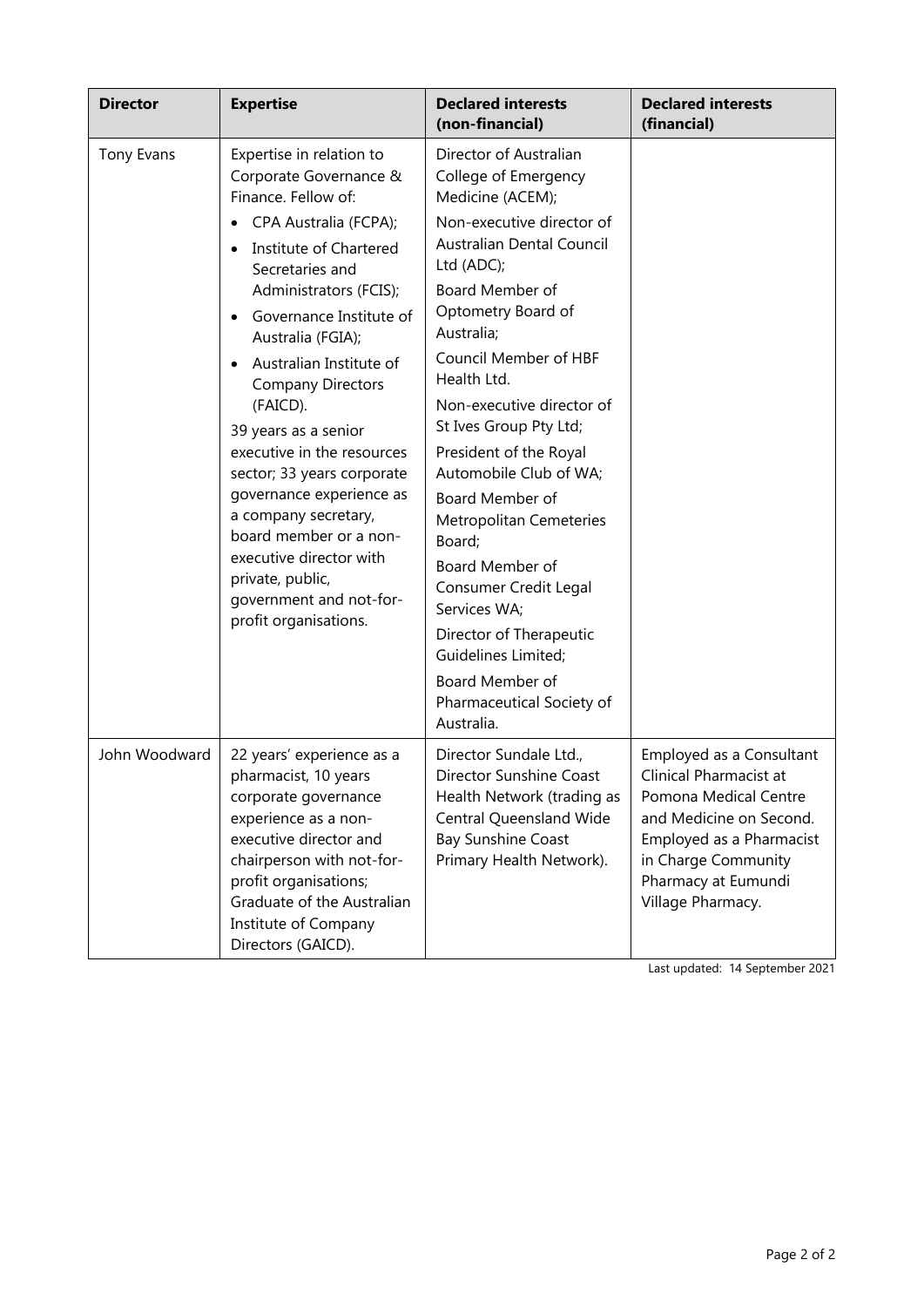| Director | Expertise | Declared interests (non-financial) | Declared interests (financial) |
|---|---|---|---|
| Tony Evans | Expertise in relation to Corporate Governance & Finance. Fellow of: <br>• CPA Australia (FCPA); <br>• Institute of Chartered Secretaries and Administrators (FCIS); <br>• Governance Institute of Australia (FGIA); <br>• Australian Institute of Company Directors (FAICD). <br>39 years as a senior executive in the resources sector; 33 years corporate governance experience as a company secretary, board member or a non-executive director with private, public, government and not-for-profit organisations. | Director of Australian College of Emergency Medicine (ACEM); <br>Non-executive director of Australian Dental Council Ltd (ADC); <br>Board Member of Optometry Board of Australia; <br>Council Member of HBF Health Ltd. <br>Non-executive director of St Ives Group Pty Ltd; <br>President of the Royal Automobile Club of WA; <br>Board Member of Metropolitan Cemeteries Board; <br>Board Member of Consumer Credit Legal Services WA; <br>Director of Therapeutic Guidelines Limited; <br>Board Member of Pharmaceutical Society of Australia. | |
| John Woodward | 22 years' experience as a pharmacist, 10 years corporate governance experience as a non-executive director and chairperson with not-for-profit organisations; Graduate of the Australian Institute of Company Directors (GAICD). | Director Sundale Ltd., Director Sunshine Coast Health Network (trading as Central Queensland Wide Bay Sunshine Coast Primary Health Network). | Employed as a Consultant Clinical Pharmacist at Pomona Medical Centre and Medicine on Second. Employed as a Pharmacist in Charge Community Pharmacy at Eumundi Village Pharmacy. |

Last updated: 14 September 2021